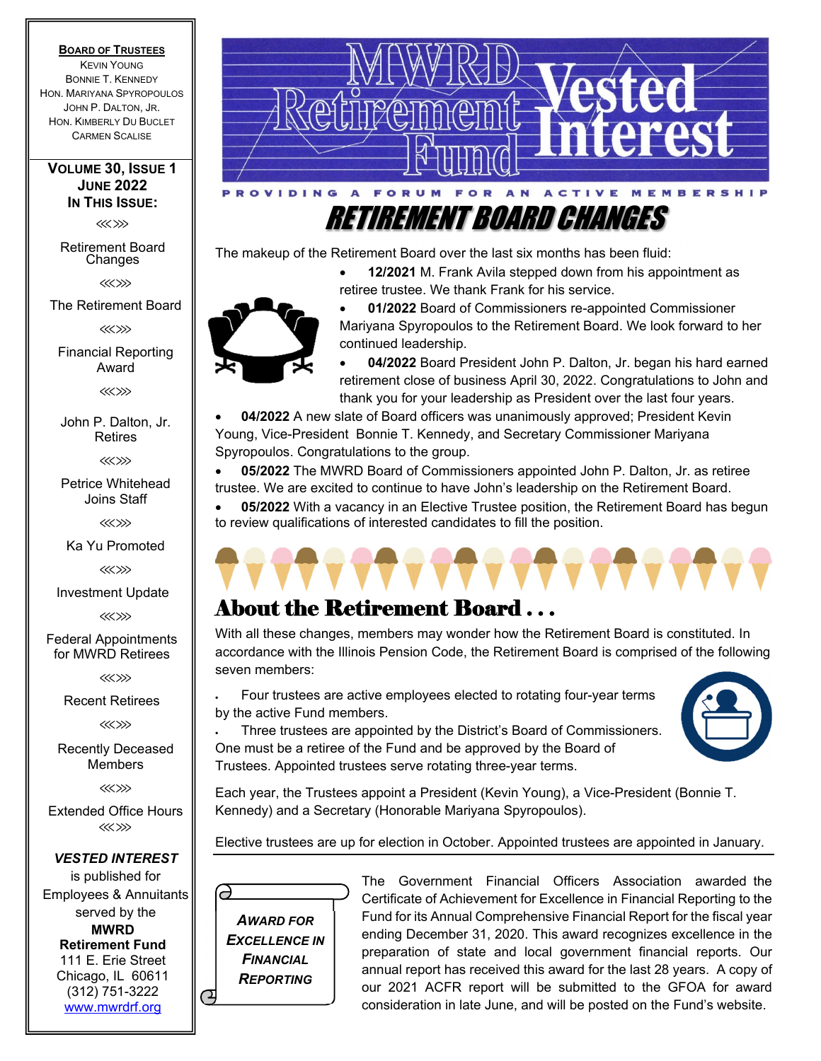# MWRD Retirement Fund Vested Interest

PROVIDING A FORUM FOR AN ACTIVE MEMBERSHIP

**BOARD OF TRUSTEES**
KEVIN YOUNG
BONNIE T. KENNEDY
HON. MARIYANA SPYROPOULOS
JOHN P. DALTON, JR.
HON. KIMBERLY DU BUCLET
CARMEN SCALISE

**VOLUME 30, ISSUE 1**
**JUNE 2022**
**IN THIS ISSUE:**

- Retirement Board Changes
- The Retirement Board
- Financial Reporting Award
- John P. Dalton, Jr. Retires
- Petrice Whitehead Joins Staff
- Ka Yu Promoted
- Investment Update
- Federal Appointments for MWRD Retirees
- Recent Retirees
- Recently Deceased Members
- Extended Office Hours

***VESTED INTEREST*** is published for Employees & Annuitants served by the **MWRD Retirement Fund**
111 E. Erie Street
Chicago, IL 60611
(312) 751-3222
www.mwrdrf.org

## RETIREMENT BOARD CHANGES

The makeup of the Retirement Board over the last six months has been fluid:

- **12/2021** M. Frank Avila stepped down from his appointment as retiree trustee. We thank Frank for his service.
- **01/2022** Board of Commissioners re-appointed Commissioner Mariyana Spyropoulos to the Retirement Board. We look forward to her continued leadership.
- **04/2022** Board President John P. Dalton, Jr. began his hard earned retirement close of business April 30, 2022. Congratulations to John and thank you for your leadership as President over the last four years.
- **04/2022** A new slate of Board officers was unanimously approved; President Kevin Young, Vice-President Bonnie T. Kennedy, and Secretary Commissioner Mariyana Spyropoulos. Congratulations to the group.
- **05/2022** The MWRD Board of Commissioners appointed John P. Dalton, Jr. as retiree trustee. We are excited to continue to have John's leadership on the Retirement Board.
- **05/2022** With a vacancy in an Elective Trustee position, the Retirement Board has begun to review qualifications of interested candidates to fill the position.

## About the Retirement Board . . .

With all these changes, members may wonder how the Retirement Board is constituted. In accordance with the Illinois Pension Code, the Retirement Board is comprised of the following seven members:

- Four trustees are active employees elected to rotating four-year terms by the active Fund members.
- Three trustees are appointed by the District's Board of Commissioners. One must be a retiree of the Fund and be approved by the Board of Trustees. Appointed trustees serve rotating three-year terms.

Each year, the Trustees appoint a President (Kevin Young), a Vice-President (Bonnie T. Kennedy) and a Secretary (Honorable Mariyana Spyropoulos).

Elective trustees are up for election in October. Appointed trustees are appointed in January.

## *AWARD FOR EXCELLENCE IN FINANCIAL REPORTING*

The Government Financial Officers Association awarded the Certificate of Achievement for Excellence in Financial Reporting to the Fund for its Annual Comprehensive Financial Report for the fiscal year ending December 31, 2020. This award recognizes excellence in the preparation of state and local government financial reports. Our annual report has received this award for the last 28 years. A copy of our 2021 ACFR report will be submitted to the GFOA for award consideration in late June, and will be posted on the Fund's website.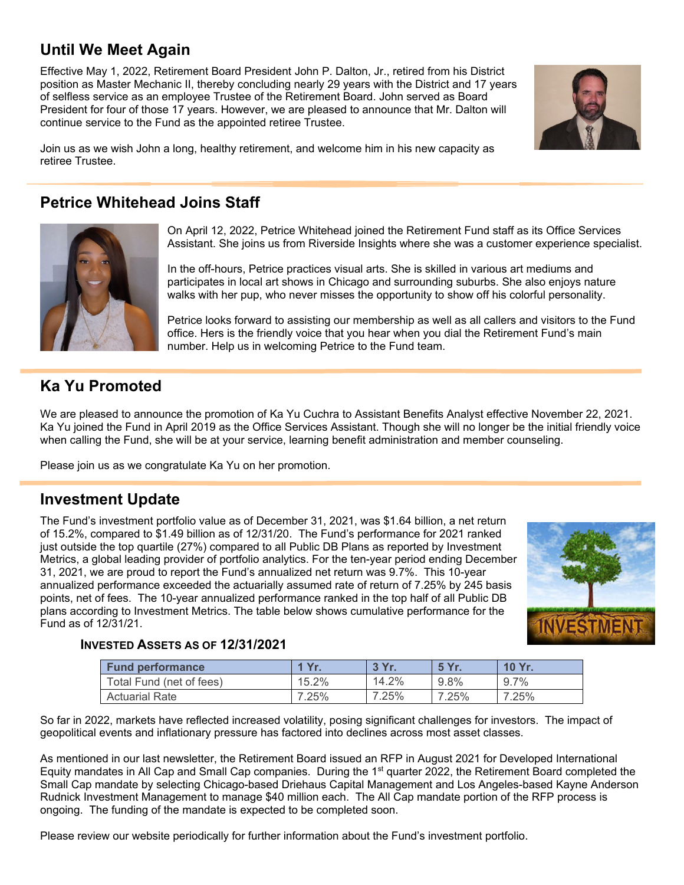## Until We Meet Again

Effective May 1, 2022, Retirement Board President John P. Dalton, Jr., retired from his District position as Master Mechanic II, thereby concluding nearly 29 years with the District and 17 years of selfless service as an employee Trustee of the Retirement Board. John served as Board President for four of those 17 years. However, we are pleased to announce that Mr. Dalton will continue service to the Fund as the appointed retiree Trustee.

Join us as we wish John a long, healthy retirement, and welcome him in his new capacity as retiree Trustee.

## Petrice Whitehead Joins Staff

On April 12, 2022, Petrice Whitehead joined the Retirement Fund staff as its Office Services Assistant. She joins us from Riverside Insights where she was a customer experience specialist.

In the off-hours, Petrice practices visual arts. She is skilled in various art mediums and participates in local art shows in Chicago and surrounding suburbs. She also enjoys nature walks with her pup, who never misses the opportunity to show off his colorful personality.

Petrice looks forward to assisting our membership as well as all callers and visitors to the Fund office. Hers is the friendly voice that you hear when you dial the Retirement Fund's main number. Help us in welcoming Petrice to the Fund team.

## Ka Yu Promoted

We are pleased to announce the promotion of Ka Yu Cuchra to Assistant Benefits Analyst effective November 22, 2021. Ka Yu joined the Fund in April 2019 as the Office Services Assistant. Though she will no longer be the initial friendly voice when calling the Fund, she will be at your service, learning benefit administration and member counseling.

Please join us as we congratulate Ka Yu on her promotion.

## Investment Update

The Fund's investment portfolio value as of December 31, 2021, was $1.64 billion, a net return of 15.2%, compared to $1.49 billion as of 12/31/20. The Fund's performance for 2021 ranked just outside the top quartile (27%) compared to all Public DB Plans as reported by Investment Metrics, a global leading provider of portfolio analytics. For the ten-year period ending December 31, 2021, we are proud to report the Fund's annualized net return was 9.7%. This 10-year annualized performance exceeded the actuarially assumed rate of return of 7.25% by 245 basis points, net of fees. The 10-year annualized performance ranked in the top half of all Public DB plans according to Investment Metrics. The table below shows cumulative performance for the Fund as of 12/31/21.

### Invested Assets as of 12/31/2021

| Fund performance | 1 Yr. | 3 Yr. | 5 Yr. | 10 Yr. |
|---|---|---|---|---|
| Total Fund (net of fees) | 15.2% | 14.2% | 9.8% | 9.7% |
| Actuarial Rate | 7.25% | 7.25% | 7.25% | 7.25% |

So far in 2022, markets have reflected increased volatility, posing significant challenges for investors. The impact of geopolitical events and inflationary pressure has factored into declines across most asset classes.

As mentioned in our last newsletter, the Retirement Board issued an RFP in August 2021 for Developed International Equity mandates in All Cap and Small Cap companies. During the 1st quarter 2022, the Retirement Board completed the Small Cap mandate by selecting Chicago-based Driehaus Capital Management and Los Angeles-based Kayne Anderson Rudnick Investment Management to manage $40 million each. The All Cap mandate portion of the RFP process is ongoing. The funding of the mandate is expected to be completed soon.

Please review our website periodically for further information about the Fund's investment portfolio.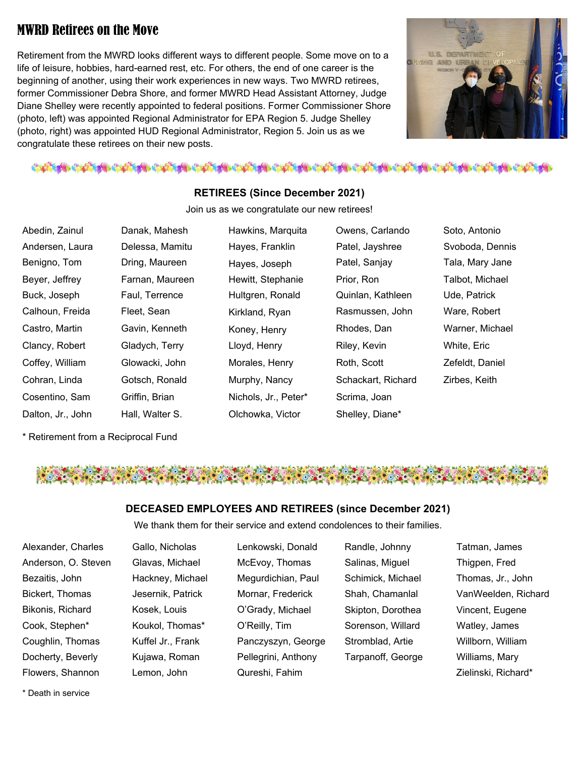# MWRD Retirees on the Move

Retirement from the MWRD looks different ways to different people. Some move on to a life of leisure, hobbies, hard-earned rest, etc. For others, the end of one career is the beginning of another, using their work experiences in new ways. Two MWRD retirees, former Commissioner Debra Shore, and former MWRD Head Assistant Attorney, Judge Diane Shelley were recently appointed to federal positions. Former Commissioner Shore (photo, left) was appointed Regional Administrator for EPA Region 5. Judge Shelley (photo, right) was appointed HUD Regional Administrator, Region 5. Join us as we congratulate these retirees on their new posts.

## RETIREES (Since December 2021)

Join us as we congratulate our new retirees!

Abedin, Zainul
Andersen, Laura
Benigno, Tom
Beyer, Jeffrey
Buck, Joseph
Calhoun, Freida
Castro, Martin
Clancy, Robert
Coffey, William
Cohran, Linda
Cosentino, Sam
Dalton, Jr., John
Danak, Mahesh
Delessa, Mamitu
Dring, Maureen
Farnan, Maureen
Faul, Terrence
Fleet, Sean
Gavin, Kenneth
Gladych, Terry
Glowacki, John
Gotsch, Ronald
Griffin, Brian
Hall, Walter S.
Hawkins, Marquita
Hayes, Franklin
Hayes, Joseph
Hewitt, Stephanie
Hultgren, Ronald
Kirkland, Ryan
Koney, Henry
Lloyd, Henry
Morales, Henry
Murphy, Nancy
Nichols, Jr., Peter*
Olchowka, Victor
Owens, Carlando
Patel, Jayshree
Patel, Sanjay
Prior, Ron
Quinlan, Kathleen
Rasmussen, John
Rhodes, Dan
Riley, Kevin
Roth, Scott
Schackart, Richard
Scrima, Joan
Shelley, Diane*
Soto, Antonio
Svoboda, Dennis
Tala, Mary Jane
Talbot, Michael
Ude, Patrick
Ware, Robert
Warner, Michael
White, Eric
Zefeldt, Daniel
Zirbes, Keith

* Retirement from a Reciprocal Fund

## DECEASED EMPLOYEES AND RETIREES (since December 2021)

We thank them for their service and extend condolences to their families.

Alexander, Charles
Anderson, O. Steven
Bezaitis, John
Bickert, Thomas
Bikonis, Richard
Cook, Stephen*
Coughlin, Thomas
Docherty, Beverly
Flowers, Shannon
Gallo, Nicholas
Glavas, Michael
Hackney, Michael
Jesernik, Patrick
Kosek, Louis
Koukol, Thomas*
Kuffel Jr., Frank
Kujawa, Roman
Lemon, John
Lenkowski, Donald
McEvoy, Thomas
Megurdichian, Paul
Mornar, Frederick
O'Grady, Michael
O'Reilly, Tim
Panczyszyn, George
Pellegrini, Anthony
Qureshi, Fahim
Randle, Johnny
Salinas, Miguel
Schimick, Michael
Shah, Chamanlal
Skipton, Dorothea
Sorenson, Willard
Stromblad, Artie
Tarpanoff, George
Tatman, James
Thigpen, Fred
Thomas, Jr., John
VanWeelden, Richard
Vincent, Eugene
Watley, James
Willborn, William
Williams, Mary
Zielinski, Richard*

* Death in service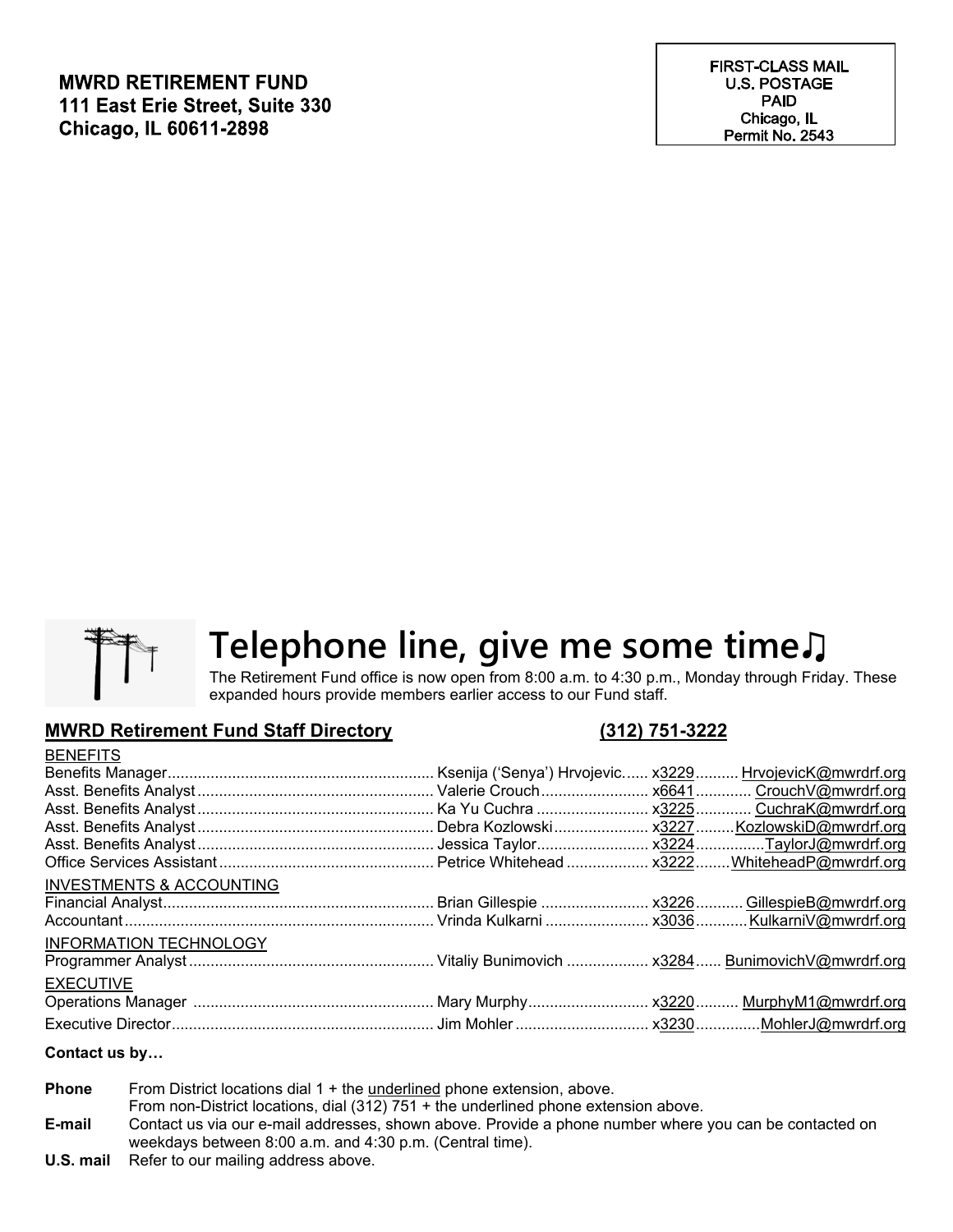**MWRD RETIREMENT FUND**
**111 East Erie Street, Suite 330**
**Chicago, IL 60611-2898**

FIRST-CLASS MAIL
U.S. POSTAGE
PAID
Chicago, IL
Permit No. 2543

# Telephone line, give me some time♫

The Retirement Fund office is now open from 8:00 a.m. to 4:30 p.m., Monday through Friday. These expanded hours provide members earlier access to our Fund staff.

## MWRD Retirement Fund Staff Directory (312) 751-3222

| | | | |
|---|---|---|---|
| **BENEFITS** | | | |
| Benefits Manager | Ksenija ('Senya') Hrvojevic | x3229 | HrvojevicK@mwrdrf.org |
| Asst. Benefits Analyst | Valerie Crouch | x6641 | CrouchV@mwrdrf.org |
| Asst. Benefits Analyst | Ka Yu Cuchra | x3225 | CuchraK@mwrdrf.org |
| Asst. Benefits Analyst | Debra Kozlowski | x3227 | KozlowskiD@mwrdrf.org |
| Asst. Benefits Analyst | Jessica Taylor | x3224 | TaylorJ@mwrdrf.org |
| Office Services Assistant | Petrice Whitehead | x3222 | WhiteheadP@mwrdrf.org |
| **INVESTMENTS & ACCOUNTING** | | | |
| Financial Analyst | Brian Gillespie | x3226 | GillespieB@mwrdrf.org |
| Accountant | Vrinda Kulkarni | x3036 | KulkarniV@mwrdrf.org |
| **INFORMATION TECHNOLOGY** | | | |
| Programmer Analyst | Vitaliy Bunimovich | x3284 | BunimovichV@mwrdrf.org |
| **EXECUTIVE** | | | |
| Operations Manager | Mary Murphy | x3220 | MurphyM1@mwrdrf.org |
| Executive Director | Jim Mohler | x3230 | MohlerJ@mwrdrf.org |

**Contact us by…**

**Phone** From District locations dial 1 + the underlined phone extension, above.
From non-District locations, dial (312) 751 + the underlined phone extension above.

**E-mail** Contact us via our e-mail addresses, shown above. Provide a phone number where you can be contacted on weekdays between 8:00 a.m. and 4:30 p.m. (Central time).

**U.S. mail** Refer to our mailing address above.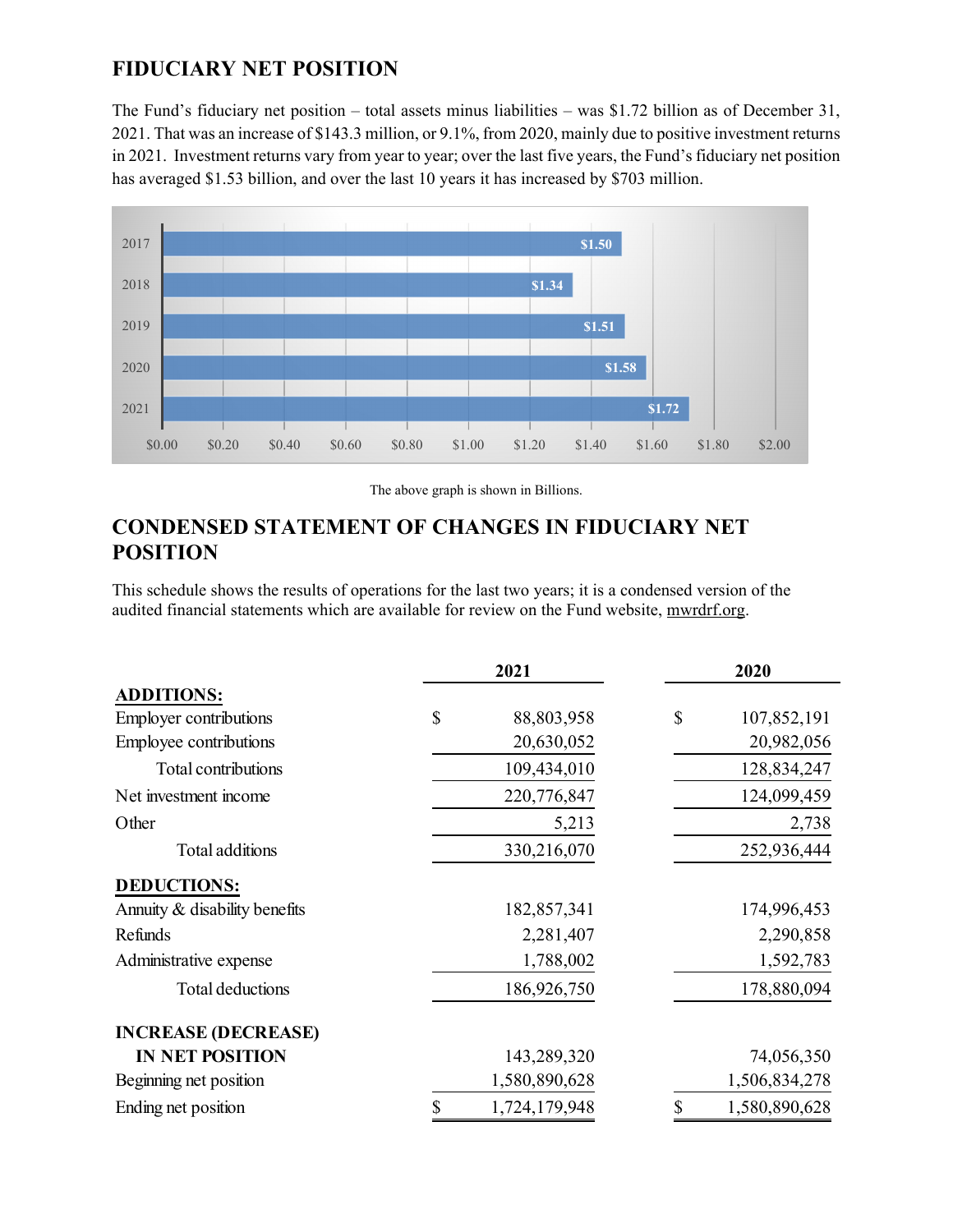## FIDUCIARY NET POSITION

The Fund's fiduciary net position – total assets minus liabilities – was \$1.72 billion as of December 31, 2021. That was an increase of \$143.3 million, or 9.1%, from 2020, mainly due to positive investment returns in 2021. Investment returns vary from year to year; over the last five years, the Fund's fiduciary net position has averaged \$1.53 billion, and over the last 10 years it has increased by \$703 million.

2017 $1.50
2018 $1.34
2019 $1.51
2020 $1.58
2021 $1.72

$0.00 $0.20 $0.40 $0.60 $0.80 $1.00 $1.20 $1.40 $1.60 $1.80 $2.00

The above graph is shown in Billions.

## CONDENSED STATEMENT OF CHANGES IN FIDUCIARY NET POSITION

This schedule shows the results of operations for the last two years; it is a condensed version of the audited financial statements which are available for review on the Fund website, mwrdrf.org.

| | 2021 | 2020 |
|---|---|---|
| **ADDITIONS:** | | |
| Employer contributions | $ 88,803,958 | $ 107,852,191 |
| Employee contributions | 20,630,052 | 20,982,056 |
| Total contributions | 109,434,010 | 128,834,247 |
| Net investment income | 220,776,847 | 124,099,459 |
| Other | 5,213 | 2,738 |
| Total additions | 330,216,070 | 252,936,444 |
| **DEDUCTIONS:** | | |
| Annuity & disability benefits | 182,857,341 | 174,996,453 |
| Refunds | 2,281,407 | 2,290,858 |
| Administrative expense | 1,788,002 | 1,592,783 |
| Total deductions | 186,926,750 | 178,880,094 |
| **INCREASE (DECREASE) IN NET POSITION** | 143,289,320 | 74,056,350 |
| Beginning net position | 1,580,890,628 | 1,506,834,278 |
| Ending net position | $ 1,724,179,948 | $ 1,580,890,628 |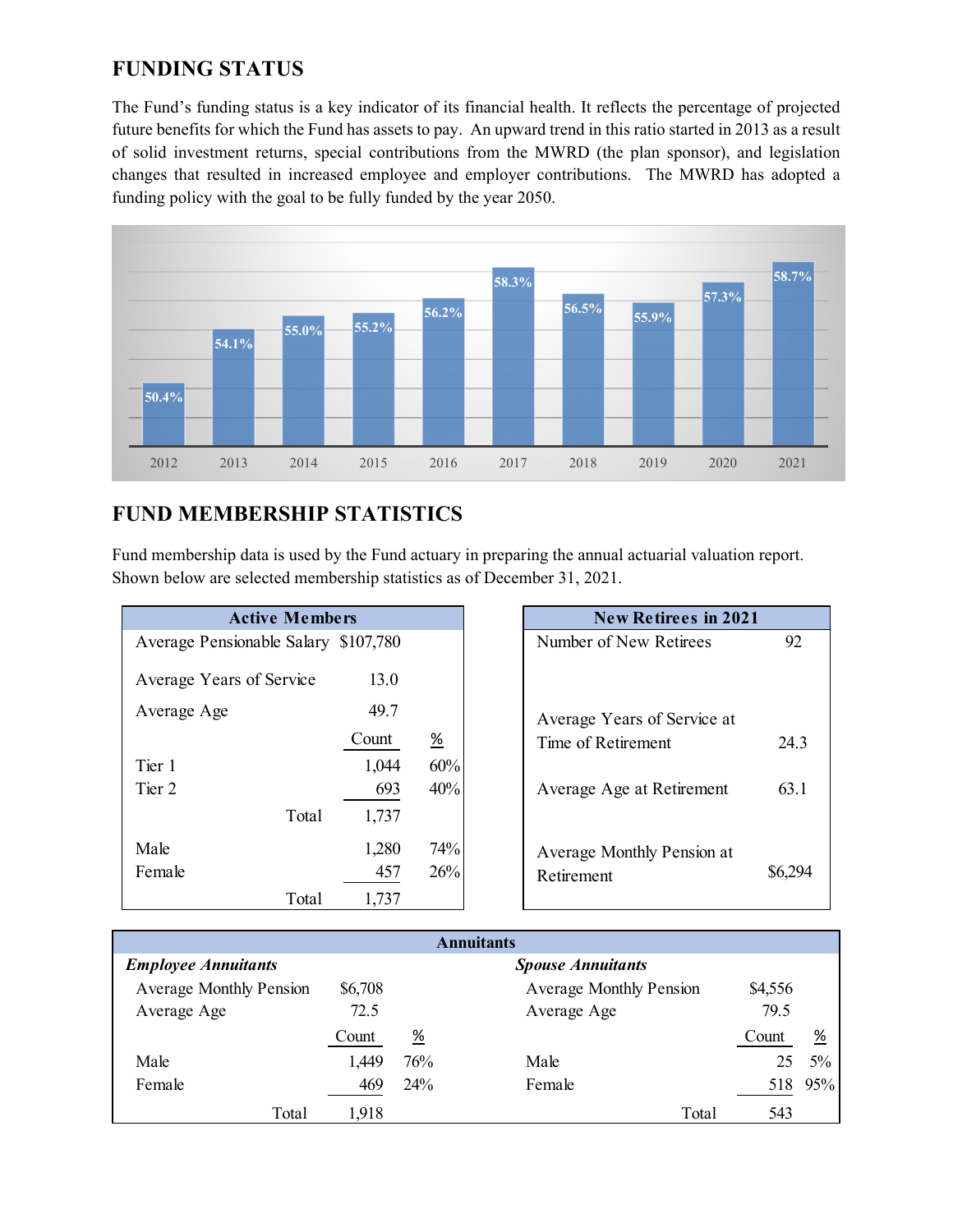## FUNDING STATUS

The Fund's funding status is a key indicator of its financial health. It reflects the percentage of projected future benefits for which the Fund has assets to pay. An upward trend in this ratio started in 2013 as a result of solid investment returns, special contributions from the MWRD (the plan sponsor), and legislation changes that resulted in increased employee and employer contributions. The MWRD has adopted a funding policy with the goal to be fully funded by the year 2050.

50.4%
54.1%
55.0%
55.2%
56.2%
58.3%
56.5%
55.9%
57.3%
58.7%

2012
2013
2014
2015
2016
2017
2018
2019
2020
2021

## FUND MEMBERSHIP STATISTICS

Fund membership data is used by the Fund actuary in preparing the annual actuarial valuation report. Shown below are selected membership statistics as of December 31, 2021.

| Active Members | | |
|---|---|---|
| Average Pensionable Salary | $107,780 | |
| Average Years of Service | 13.0 | |
| Average Age | 49.7 | |
| | Count | % |
| Tier 1 | 1,044 | 60% |
| Tier 2 | 693 | 40% |
| Total | 1,737 | |
| Male | 1,280 | 74% |
| Female | 457 | 26% |
| Total | 1,737 | |

| New Retirees in 2021 | |
|---|---|
| Number of New Retirees | 92 |
| Average Years of Service at Time of Retirement | 24.3 |
| Average Age at Retirement | 63.1 |
| Average Monthly Pension at Retirement | $6,294 |

| Annuitants | | | | | |
|---|---|---|---|---|---|
| ***Employee Annuitants*** | | | ***Spouse Annuitants*** | | |
| Average Monthly Pension | $6,708 | | Average Monthly Pension | $4,556 | |
| Average Age | 72.5 | | Average Age | 79.5 | |
| | Count | % | | Count | % |
| Male | 1,449 | 76% | Male | 25 | 5% |
| Female | 469 | 24% | Female | 518 | 95% |
| Total | 1,918 | | Total | 543 | |